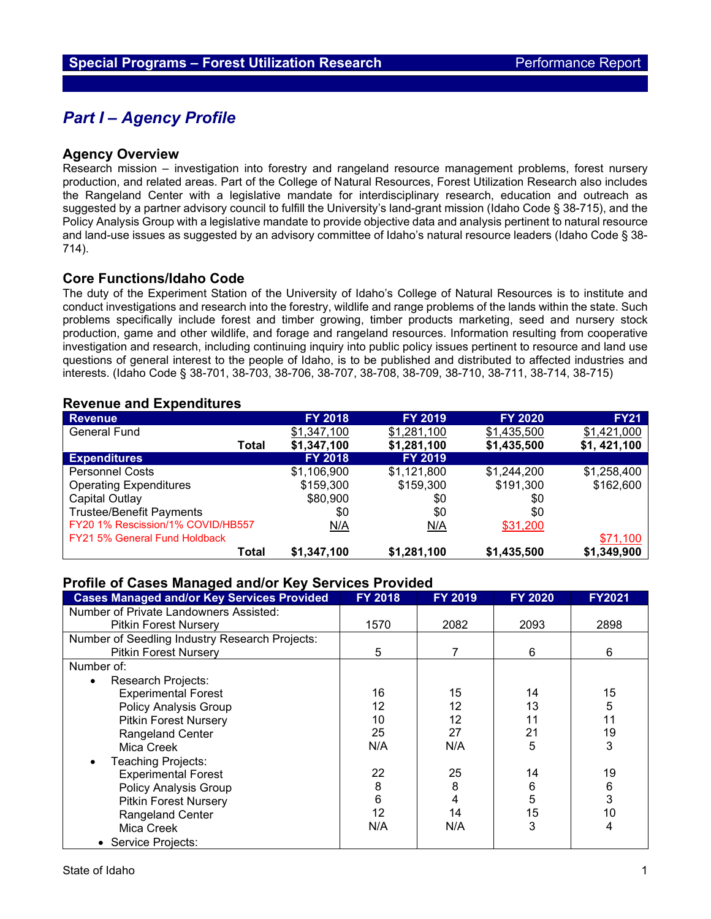## Special Programs – Forest Utilization Research — Performance Report

# *Part I – Agency Profile*

## Agency Overview

Research mission – investigation into forestry and rangeland resource management problems, forest nursery production, and related areas. Part of the College of Natural Resources, Forest Utilization Research also includes the Rangeland Center with a legislative mandate for interdisciplinary research, education and outreach as suggested by a partner advisory council to fulfill the University's land-grant mission (Idaho Code § 38-715), and the Policy Analysis Group with a legislative mandate to provide objective data and analysis pertinent to natural resource and land-use issues as suggested by an advisory committee of Idaho's natural resource leaders (Idaho Code § 38-714).

## Core Functions/Idaho Code

The duty of the Experiment Station of the University of Idaho's College of Natural Resources is to institute and conduct investigations and research into the forestry, wildlife and range problems of the lands within the state. Such problems specifically include forest and timber growing, timber products marketing, seed and nursery stock production, game and other wildlife, and forage and rangeland resources. Information resulting from cooperative investigation and research, including continuing inquiry into public policy issues pertinent to resource and land use questions of general interest to the people of Idaho, is to be published and distributed to affected industries and interests. (Idaho Code § 38-701, 38-703, 38-706, 38-707, 38-708, 38-709, 38-710, 38-711, 38-714, 38-715)

## Revenue and Expenditures

| Revenue | FY 2018 | FY 2019 | FY 2020 | FY21 |
|---|---|---|---|---|
| General Fund | $1,347,100 | $1,281,100 | $1,435,500 | $1,421,000 |
| **Total** | **$1,347,100** | **$1,281,100** | **$1,435,500** | **$1, 421,100** |
| **Expenditures** | **FY 2018** | **FY 2019** | | |
| Personnel Costs | $1,106,900 | $1,121,800 | $1,244,200 | $1,258,400 |
| Operating Expenditures | $159,300 | $159,300 | $191,300 | $162,600 |
| Capital Outlay | $80,900 | $0 | $0 | |
| Trustee/Benefit Payments | $0 | $0 | $0 | |
| FY20 1% Rescission/1% COVID/HB557 | N/A | N/A | $31,200 | |
| FY21 5% General Fund Holdback | | | | $71,100 |
| **Total** | **$1,347,100** | **$1,281,100** | **$1,435,500** | **$1,349,900** |

## Profile of Cases Managed and/or Key Services Provided

| Cases Managed and/or Key Services Provided | FY 2018 | FY 2019 | FY 2020 | FY2021 |
|---|---|---|---|---|
| Number of Private Landowners Assisted: Pitkin Forest Nursery | 1570 | 2082 | 2093 | 2898 |
| Number of Seedling Industry Research Projects: Pitkin Forest Nursery | 5 | 7 | 6 | 6 |
| Number of: | | | | |
| • Research Projects: | | | | |
| Experimental Forest | 16 | 15 | 14 | 15 |
| Policy Analysis Group | 12 | 12 | 13 | 5 |
| Pitkin Forest Nursery | 10 | 12 | 11 | 11 |
| Rangeland Center | 25 | 27 | 21 | 19 |
| Mica Creek | N/A | N/A | 5 | 3 |
| • Teaching Projects: | | | | |
| Experimental Forest | 22 | 25 | 14 | 19 |
| Policy Analysis Group | 8 | 8 | 6 | 6 |
| Pitkin Forest Nursery | 6 | 4 | 5 | 3 |
| Rangeland Center | 12 | 14 | 15 | 10 |
| Mica Creek | N/A | N/A | 3 | 4 |
| • Service Projects: | | | | |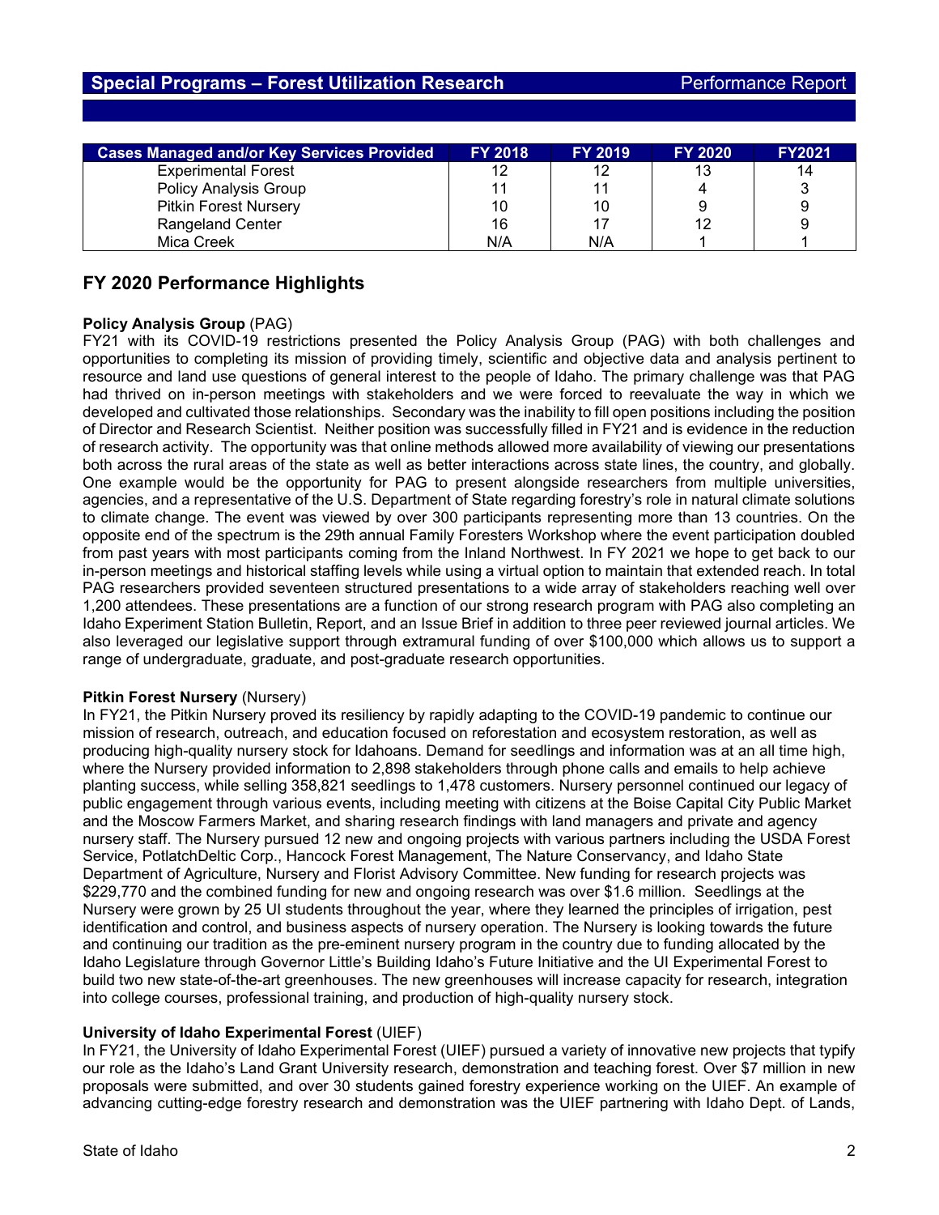## Special Programs – Forest Utilization Research — Performance Report

| Cases Managed and/or Key Services Provided | FY 2018 | FY 2019 | FY 2020 | FY2021 |
|---|---|---|---|---|
| Experimental Forest | 12 | 12 | 13 | 14 |
| Policy Analysis Group | 11 | 11 | 4 | 3 |
| Pitkin Forest Nursery | 10 | 10 | 9 | 9 |
| Rangeland Center | 16 | 17 | 12 | 9 |
| Mica Creek | N/A | N/A | 1 | 1 |

## FY 2020 Performance Highlights

**Policy Analysis Group** (PAG)
FY21 with its COVID-19 restrictions presented the Policy Analysis Group (PAG) with both challenges and opportunities to completing its mission of providing timely, scientific and objective data and analysis pertinent to resource and land use questions of general interest to the people of Idaho. The primary challenge was that PAG had thrived on in-person meetings with stakeholders and we were forced to reevaluate the way in which we developed and cultivated those relationships. Secondary was the inability to fill open positions including the position of Director and Research Scientist. Neither position was successfully filled in FY21 and is evidence in the reduction of research activity. The opportunity was that online methods allowed more availability of viewing our presentations both across the rural areas of the state as well as better interactions across state lines, the country, and globally. One example would be the opportunity for PAG to present alongside researchers from multiple universities, agencies, and a representative of the U.S. Department of State regarding forestry's role in natural climate solutions to climate change. The event was viewed by over 300 participants representing more than 13 countries. On the opposite end of the spectrum is the 29th annual Family Foresters Workshop where the event participation doubled from past years with most participants coming from the Inland Northwest. In FY 2021 we hope to get back to our in-person meetings and historical staffing levels while using a virtual option to maintain that extended reach. In total PAG researchers provided seventeen structured presentations to a wide array of stakeholders reaching well over 1,200 attendees. These presentations are a function of our strong research program with PAG also completing an Idaho Experiment Station Bulletin, Report, and an Issue Brief in addition to three peer reviewed journal articles. We also leveraged our legislative support through extramural funding of over $100,000 which allows us to support a range of undergraduate, graduate, and post-graduate research opportunities.

**Pitkin Forest Nursery** (Nursery)
In FY21, the Pitkin Nursery proved its resiliency by rapidly adapting to the COVID-19 pandemic to continue our mission of research, outreach, and education focused on reforestation and ecosystem restoration, as well as producing high-quality nursery stock for Idahoans. Demand for seedlings and information was at an all time high, where the Nursery provided information to 2,898 stakeholders through phone calls and emails to help achieve planting success, while selling 358,821 seedlings to 1,478 customers. Nursery personnel continued our legacy of public engagement through various events, including meeting with citizens at the Boise Capital City Public Market and the Moscow Farmers Market, and sharing research findings with land managers and private and agency nursery staff. The Nursery pursued 12 new and ongoing projects with various partners including the USDA Forest Service, PotlatchDeltic Corp., Hancock Forest Management, The Nature Conservancy, and Idaho State Department of Agriculture, Nursery and Florist Advisory Committee. New funding for research projects was $229,770 and the combined funding for new and ongoing research was over $1.6 million. Seedlings at the Nursery were grown by 25 UI students throughout the year, where they learned the principles of irrigation, pest identification and control, and business aspects of nursery operation. The Nursery is looking towards the future and continuing our tradition as the pre-eminent nursery program in the country due to funding allocated by the Idaho Legislature through Governor Little's Building Idaho's Future Initiative and the UI Experimental Forest to build two new state-of-the-art greenhouses. The new greenhouses will increase capacity for research, integration into college courses, professional training, and production of high-quality nursery stock.

**University of Idaho Experimental Forest** (UIEF)
In FY21, the University of Idaho Experimental Forest (UIEF) pursued a variety of innovative new projects that typify our role as the Idaho's Land Grant University research, demonstration and teaching forest. Over $7 million in new proposals were submitted, and over 30 students gained forestry experience working on the UIEF. An example of advancing cutting-edge forestry research and demonstration was the UIEF partnering with Idaho Dept. of Lands,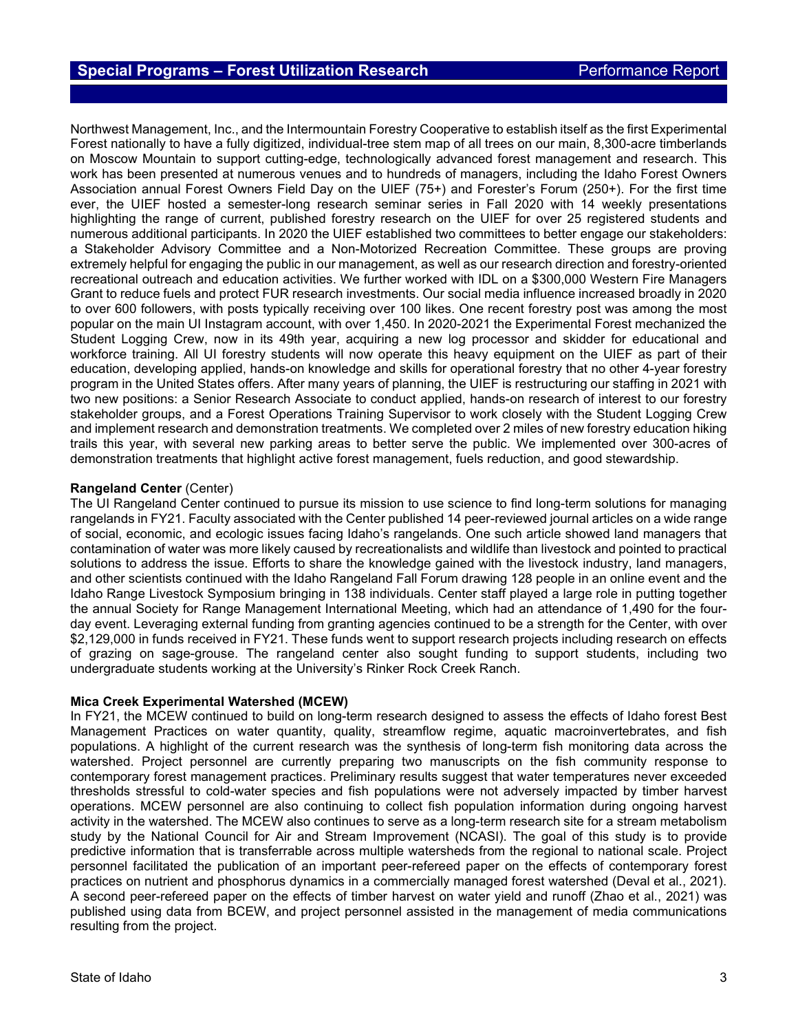Northwest Management, Inc., and the Intermountain Forestry Cooperative to establish itself as the first Experimental Forest nationally to have a fully digitized, individual-tree stem map of all trees on our main, 8,300-acre timberlands on Moscow Mountain to support cutting-edge, technologically advanced forest management and research. This work has been presented at numerous venues and to hundreds of managers, including the Idaho Forest Owners Association annual Forest Owners Field Day on the UIEF (75+) and Forester's Forum (250+). For the first time ever, the UIEF hosted a semester-long research seminar series in Fall 2020 with 14 weekly presentations highlighting the range of current, published forestry research on the UIEF for over 25 registered students and numerous additional participants. In 2020 the UIEF established two committees to better engage our stakeholders: a Stakeholder Advisory Committee and a Non-Motorized Recreation Committee. These groups are proving extremely helpful for engaging the public in our management, as well as our research direction and forestry-oriented recreational outreach and education activities. We further worked with IDL on a $300,000 Western Fire Managers Grant to reduce fuels and protect FUR research investments. Our social media influence increased broadly in 2020 to over 600 followers, with posts typically receiving over 100 likes. One recent forestry post was among the most popular on the main UI Instagram account, with over 1,450. In 2020-2021 the Experimental Forest mechanized the Student Logging Crew, now in its 49th year, acquiring a new log processor and skidder for educational and workforce training. All UI forestry students will now operate this heavy equipment on the UIEF as part of their education, developing applied, hands-on knowledge and skills for operational forestry that no other 4-year forestry program in the United States offers. After many years of planning, the UIEF is restructuring our staffing in 2021 with two new positions: a Senior Research Associate to conduct applied, hands-on research of interest to our forestry stakeholder groups, and a Forest Operations Training Supervisor to work closely with the Student Logging Crew and implement research and demonstration treatments. We completed over 2 miles of new forestry education hiking trails this year, with several new parking areas to better serve the public. We implemented over 300-acres of demonstration treatments that highlight active forest management, fuels reduction, and good stewardship.

**Rangeland Center** (Center)

The UI Rangeland Center continued to pursue its mission to use science to find long-term solutions for managing rangelands in FY21. Faculty associated with the Center published 14 peer-reviewed journal articles on a wide range of social, economic, and ecologic issues facing Idaho's rangelands. One such article showed land managers that contamination of water was more likely caused by recreationalists and wildlife than livestock and pointed to practical solutions to address the issue. Efforts to share the knowledge gained with the livestock industry, land managers, and other scientists continued with the Idaho Rangeland Fall Forum drawing 128 people in an online event and the Idaho Range Livestock Symposium bringing in 138 individuals. Center staff played a large role in putting together the annual Society for Range Management International Meeting, which had an attendance of 1,490 for the four-day event. Leveraging external funding from granting agencies continued to be a strength for the Center, with over $2,129,000 in funds received in FY21. These funds went to support research projects including research on effects of grazing on sage-grouse. The rangeland center also sought funding to support students, including two undergraduate students working at the University's Rinker Rock Creek Ranch.

**Mica Creek Experimental Watershed (MCEW)**

In FY21, the MCEW continued to build on long-term research designed to assess the effects of Idaho forest Best Management Practices on water quantity, quality, streamflow regime, aquatic macroinvertebrates, and fish populations. A highlight of the current research was the synthesis of long-term fish monitoring data across the watershed. Project personnel are currently preparing two manuscripts on the fish community response to contemporary forest management practices. Preliminary results suggest that water temperatures never exceeded thresholds stressful to cold-water species and fish populations were not adversely impacted by timber harvest operations. MCEW personnel are also continuing to collect fish population information during ongoing harvest activity in the watershed. The MCEW also continues to serve as a long-term research site for a stream metabolism study by the National Council for Air and Stream Improvement (NCASI). The goal of this study is to provide predictive information that is transferrable across multiple watersheds from the regional to national scale. Project personnel facilitated the publication of an important peer-refereed paper on the effects of contemporary forest practices on nutrient and phosphorus dynamics in a commercially managed forest watershed (Deval et al., 2021). A second peer-refereed paper on the effects of timber harvest on water yield and runoff (Zhao et al., 2021) was published using data from BCEW, and project personnel assisted in the management of media communications resulting from the project.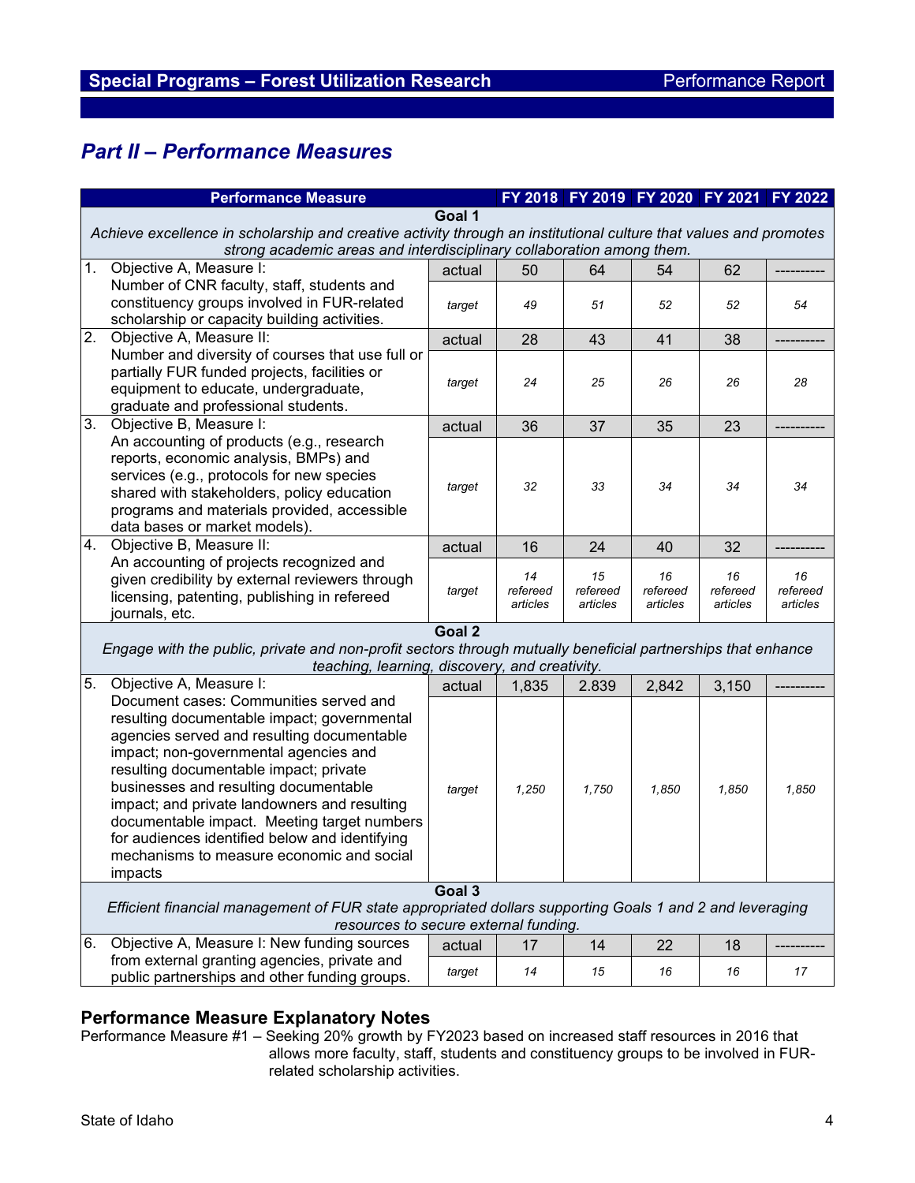## Part II – Performance Measures

| Performance Measure | | FY 2018 | FY 2019 | FY 2020 | FY 2021 | FY 2022 |
|---|---|---|---|---|---|---|
| **Goal 1** *Achieve excellence in scholarship and creative activity through an institutional culture that values and promotes strong academic areas and interdisciplinary collaboration among them.* | | | | | | |
| 1. Objective A, Measure I: Number of CNR faculty, staff, students and constituency groups involved in FUR-related scholarship or capacity building activities. | actual | 50 | 64 | 54 | 62 | ---------- |
| | *target* | *49* | *51* | *52* | *52* | *54* |
| 2. Objective A, Measure II: Number and diversity of courses that use full or partially FUR funded projects, facilities or equipment to educate, undergraduate, graduate and professional students. | actual | 28 | 43 | 41 | 38 | ---------- |
| | *target* | *24* | *25* | *26* | *26* | *28* |
| 3. Objective B, Measure I: An accounting of products (e.g., research reports, economic analysis, BMPs) and services (e.g., protocols for new species shared with stakeholders, policy education programs and materials provided, accessible data bases or market models). | actual | 36 | 37 | 35 | 23 | ---------- |
| | *target* | *32* | *33* | *34* | *34* | *34* |
| 4. Objective B, Measure II: An accounting of projects recognized and given credibility by external reviewers through licensing, patenting, publishing in refereed journals, etc. | actual | 16 | 24 | 40 | 32 | ---------- |
| | *target* | *14 refereed articles* | *15 refereed articles* | *16 refereed articles* | *16 refereed articles* | *16 refereed articles* |
| **Goal 2** *Engage with the public, private and non-profit sectors through mutually beneficial partnerships that enhance teaching, learning, discovery, and creativity.* | | | | | | |
| 5. Objective A, Measure I: Document cases: Communities served and resulting documentable impact; governmental agencies served and resulting documentable impact; non-governmental agencies and resulting documentable impact; private businesses and resulting documentable impact; and private landowners and resulting documentable impact. Meeting target numbers for audiences identified below and identifying mechanisms to measure economic and social impacts | actual | 1,835 | 2.839 | 2,842 | 3,150 | ---------- |
| | *target* | *1,250* | *1,750* | *1,850* | *1,850* | *1,850* |
| **Goal 3** *Efficient financial management of FUR state appropriated dollars supporting Goals 1 and 2 and leveraging resources to secure external funding.* | | | | | | |
| 6. Objective A, Measure I: New funding sources from external granting agencies, private and public partnerships and other funding groups. | actual | 17 | 14 | 22 | 18 | ---------- |
| | *target* | *14* | *15* | *16* | *16* | *17* |

### Performance Measure Explanatory Notes

Performance Measure #1 – Seeking 20% growth by FY2023 based on increased staff resources in 2016 that allows more faculty, staff, students and constituency groups to be involved in FUR-related scholarship activities.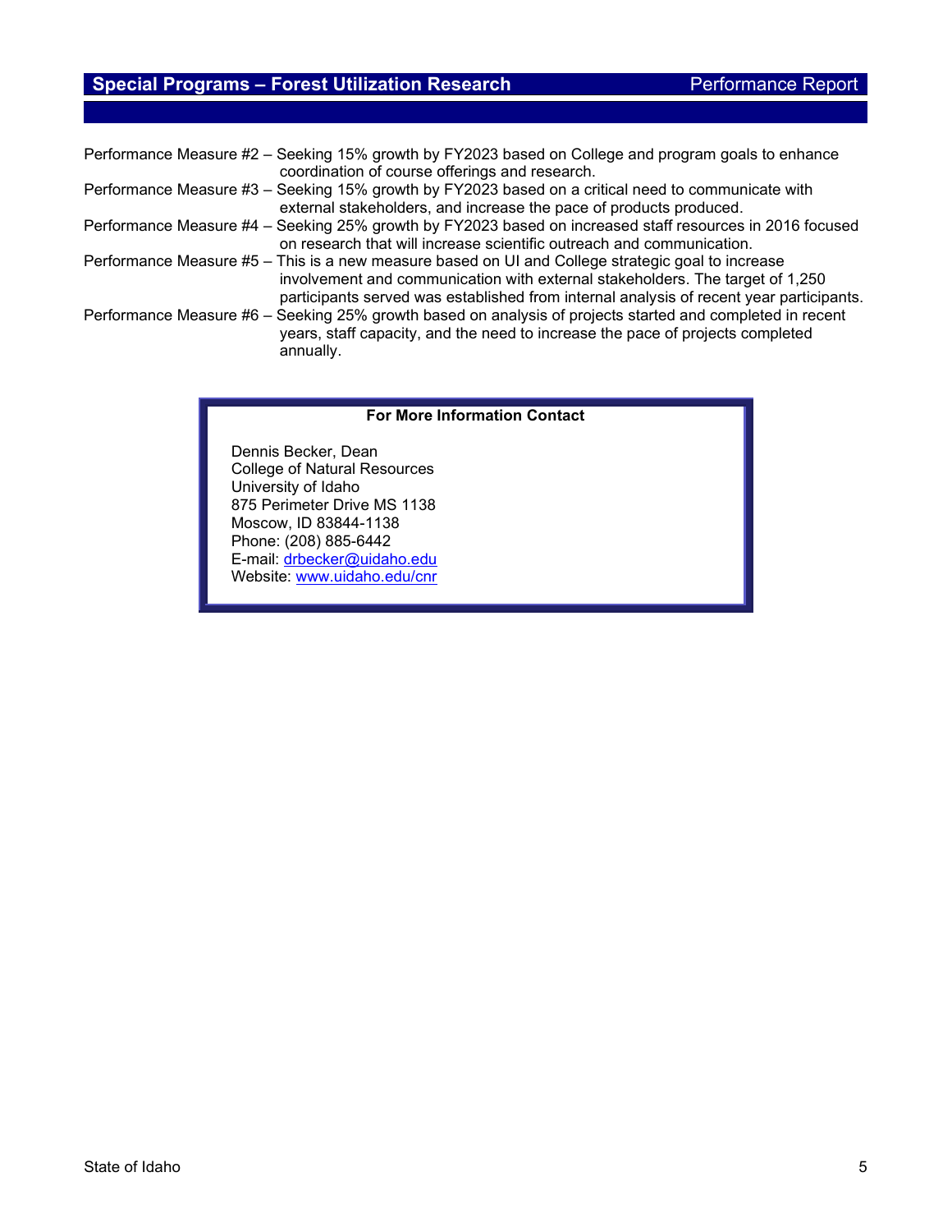Performance Measure #2 – Seeking 15% growth by FY2023 based on College and program goals to enhance coordination of course offerings and research.

Performance Measure #3 – Seeking 15% growth by FY2023 based on a critical need to communicate with external stakeholders, and increase the pace of products produced.

Performance Measure #4 – Seeking 25% growth by FY2023 based on increased staff resources in 2016 focused on research that will increase scientific outreach and communication.

Performance Measure #5 – This is a new measure based on UI and College strategic goal to increase involvement and communication with external stakeholders. The target of 1,250 participants served was established from internal analysis of recent year participants.

Performance Measure #6 – Seeking 25% growth based on analysis of projects started and completed in recent years, staff capacity, and the need to increase the pace of projects completed annually.

**For More Information Contact**

Dennis Becker, Dean
College of Natural Resources
University of Idaho
875 Perimeter Drive MS 1138
Moscow, ID 83844-1138
Phone: (208) 885-6442
E-mail: drbecker@uidaho.edu
Website: www.uidaho.edu/cnr